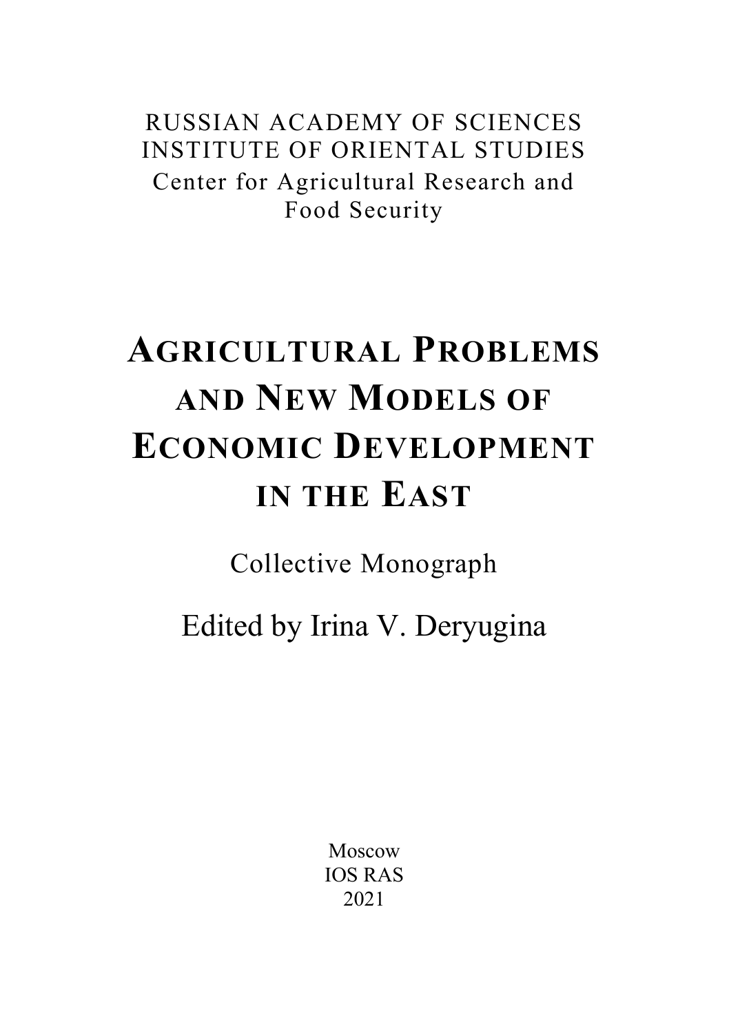RUSSIAN ACADEMY OF SCIENCES
INSTITUTE OF ORIENTAL STUDIES
Center for Agricultural Research and Food Security

# AGRICULTURAL PROBLEMS AND NEW MODELS OF ECONOMIC DEVELOPMENT IN THE EAST

Collective Monograph

Edited by Irina V. Deryugina

Moscow
IOS RAS
2021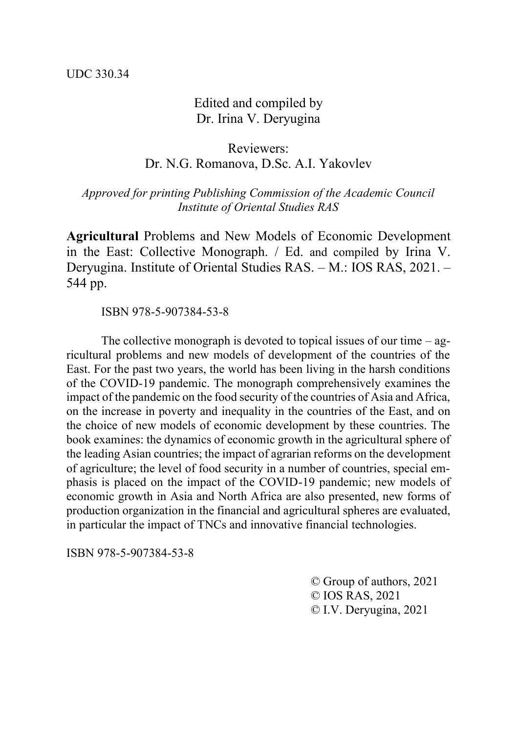UDC 330.34

Edited and compiled by
Dr. Irina V. Deryugina

Reviewers:
Dr. N.G. Romanova, D.Sc. A.I. Yakovlev

*Approved for printing Publishing Commission of the Academic Council Institute of Oriental Studies RAS*

**Agricultural** Problems and New Models of Economic Development in the East: Collective Monograph. / Ed. and compiled by Irina V. Deryugina. Institute of Oriental Studies RAS. – M.: IOS RAS, 2021. – 544 pp.

ISBN 978-5-907384-53-8

The collective monograph is devoted to topical issues of our time – agricultural problems and new models of development of the countries of the East. For the past two years, the world has been living in the harsh conditions of the COVID-19 pandemic. The monograph comprehensively examines the impact of the pandemic on the food security of the countries of Asia and Africa, on the increase in poverty and inequality in the countries of the East, and on the choice of new models of economic development by these countries. The book examines: the dynamics of economic growth in the agricultural sphere of the leading Asian countries; the impact of agrarian reforms on the development of agriculture; the level of food security in a number of countries, special emphasis is placed on the impact of the COVID-19 pandemic; new models of economic growth in Asia and North Africa are also presented, new forms of production organization in the financial and agricultural spheres are evaluated, in particular the impact of TNCs and innovative financial technologies.

ISBN 978-5-907384-53-8

© Group of authors, 2021
© IOS RAS, 2021
© I.V. Deryugina, 2021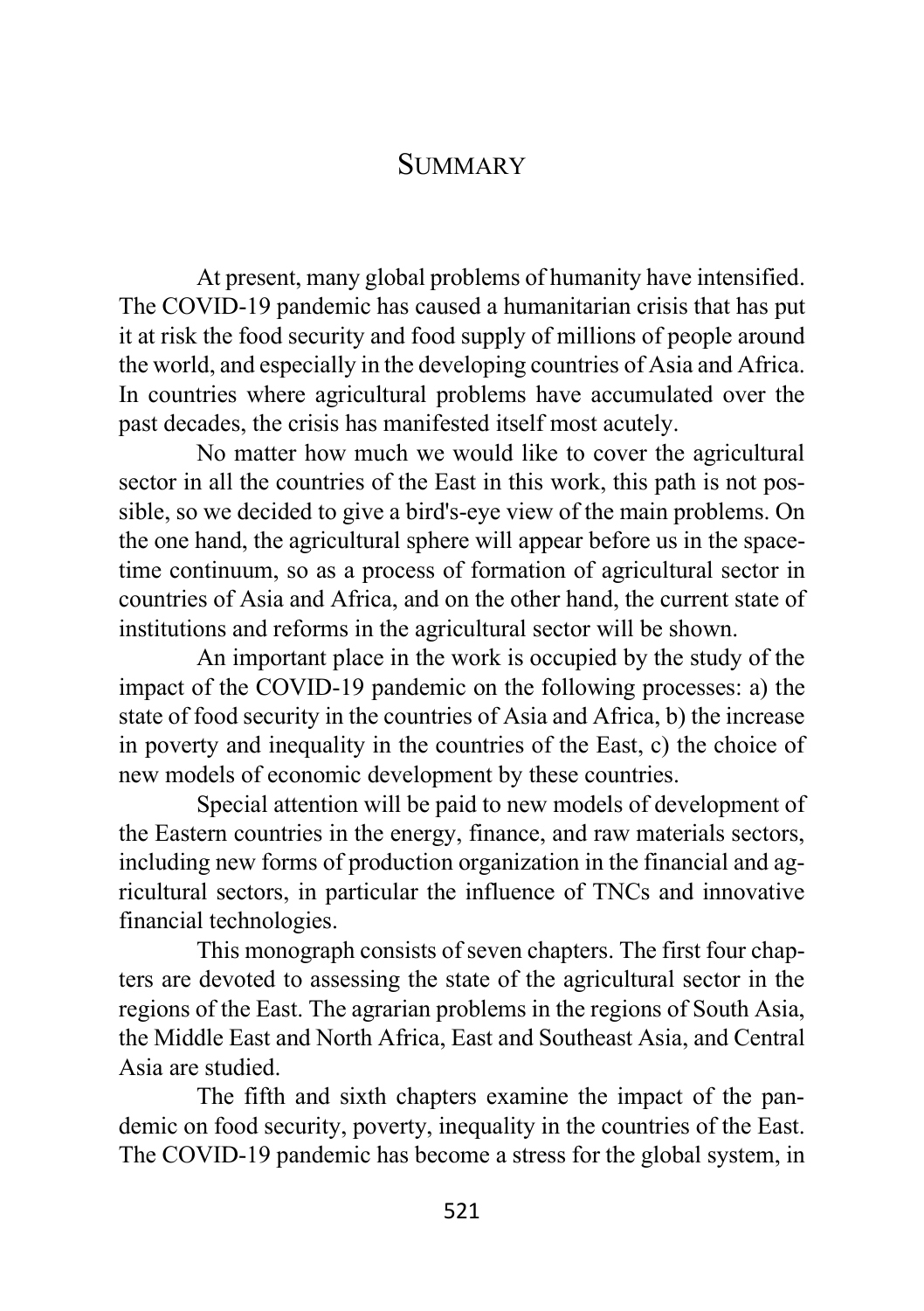# Summary

At present, many global problems of humanity have intensified. The COVID-19 pandemic has caused a humanitarian crisis that has put it at risk the food security and food supply of millions of people around the world, and especially in the developing countries of Asia and Africa. In countries where agricultural problems have accumulated over the past decades, the crisis has manifested itself most acutely.

No matter how much we would like to cover the agricultural sector in all the countries of the East in this work, this path is not possible, so we decided to give a bird's-eye view of the main problems. On the one hand, the agricultural sphere will appear before us in the space-time continuum, so as a process of formation of agricultural sector in countries of Asia and Africa, and on the other hand, the current state of institutions and reforms in the agricultural sector will be shown.

An important place in the work is occupied by the study of the impact of the COVID-19 pandemic on the following processes: a) the state of food security in the countries of Asia and Africa, b) the increase in poverty and inequality in the countries of the East, c) the choice of new models of economic development by these countries.

Special attention will be paid to new models of development of the Eastern countries in the energy, finance, and raw materials sectors, including new forms of production organization in the financial and agricultural sectors, in particular the influence of TNCs and innovative financial technologies.

This monograph consists of seven chapters. The first four chapters are devoted to assessing the state of the agricultural sector in the regions of the East. The agrarian problems in the regions of South Asia, the Middle East and North Africa, East and Southeast Asia, and Central Asia are studied.

The fifth and sixth chapters examine the impact of the pandemic on food security, poverty, inequality in the countries of the East. The COVID-19 pandemic has become a stress for the global system, in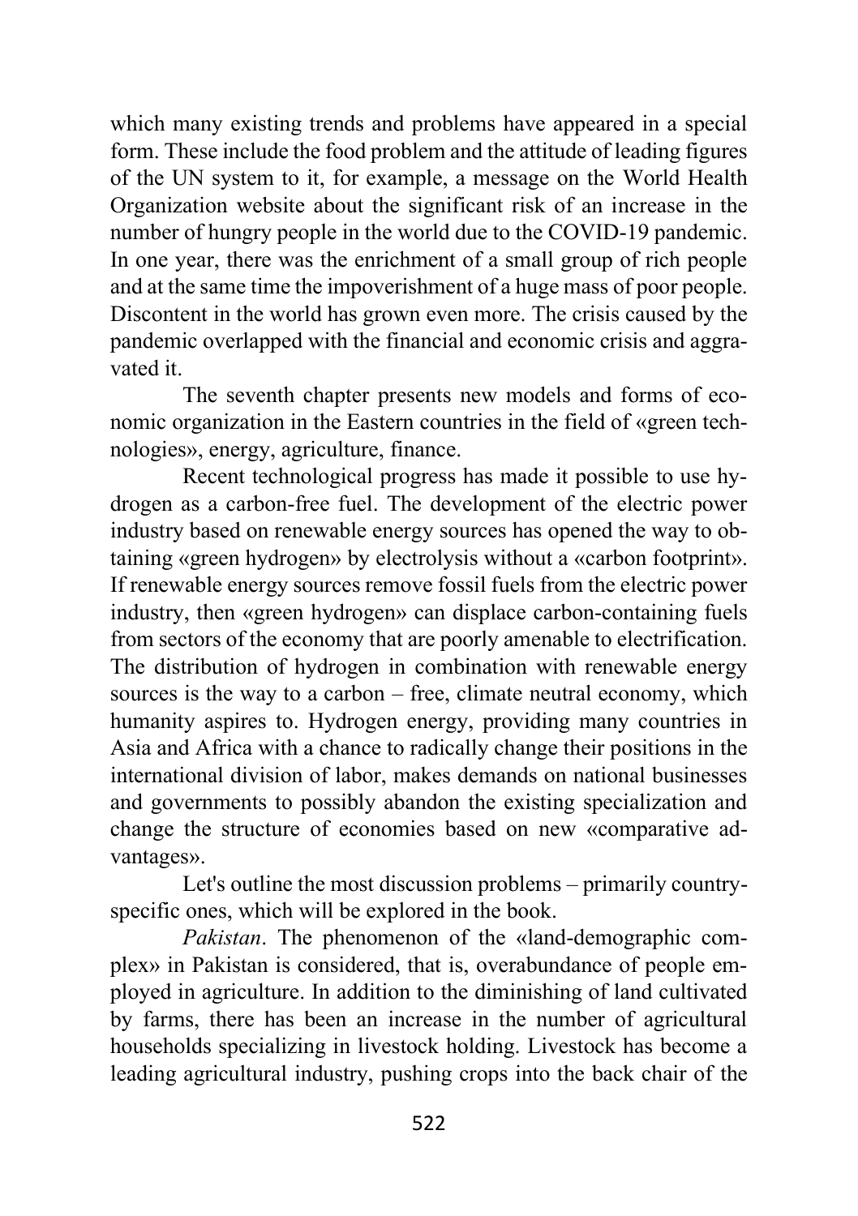which many existing trends and problems have appeared in a special form. These include the food problem and the attitude of leading figures of the UN system to it, for example, a message on the World Health Organization website about the significant risk of an increase in the number of hungry people in the world due to the COVID-19 pandemic. In one year, there was the enrichment of a small group of rich people and at the same time the impoverishment of a huge mass of poor people. Discontent in the world has grown even more. The crisis caused by the pandemic overlapped with the financial and economic crisis and aggravated it.

The seventh chapter presents new models and forms of economic organization in the Eastern countries in the field of «green technologies», energy, agriculture, finance.

Recent technological progress has made it possible to use hydrogen as a carbon-free fuel. The development of the electric power industry based on renewable energy sources has opened the way to obtaining «green hydrogen» by electrolysis without a «carbon footprint». If renewable energy sources remove fossil fuels from the electric power industry, then «green hydrogen» can displace carbon-containing fuels from sectors of the economy that are poorly amenable to electrification. The distribution of hydrogen in combination with renewable energy sources is the way to a carbon – free, climate neutral economy, which humanity aspires to. Hydrogen energy, providing many countries in Asia and Africa with a chance to radically change their positions in the international division of labor, makes demands on national businesses and governments to possibly abandon the existing specialization and change the structure of economies based on new «comparative advantages».

Let's outline the most discussion problems – primarily country-specific ones, which will be explored in the book.

*Pakistan*. The phenomenon of the «land-demographic complex» in Pakistan is considered, that is, overabundance of people employed in agriculture. In addition to the diminishing of land cultivated by farms, there has been an increase in the number of agricultural households specializing in livestock holding. Livestock has become a leading agricultural industry, pushing crops into the back chair of the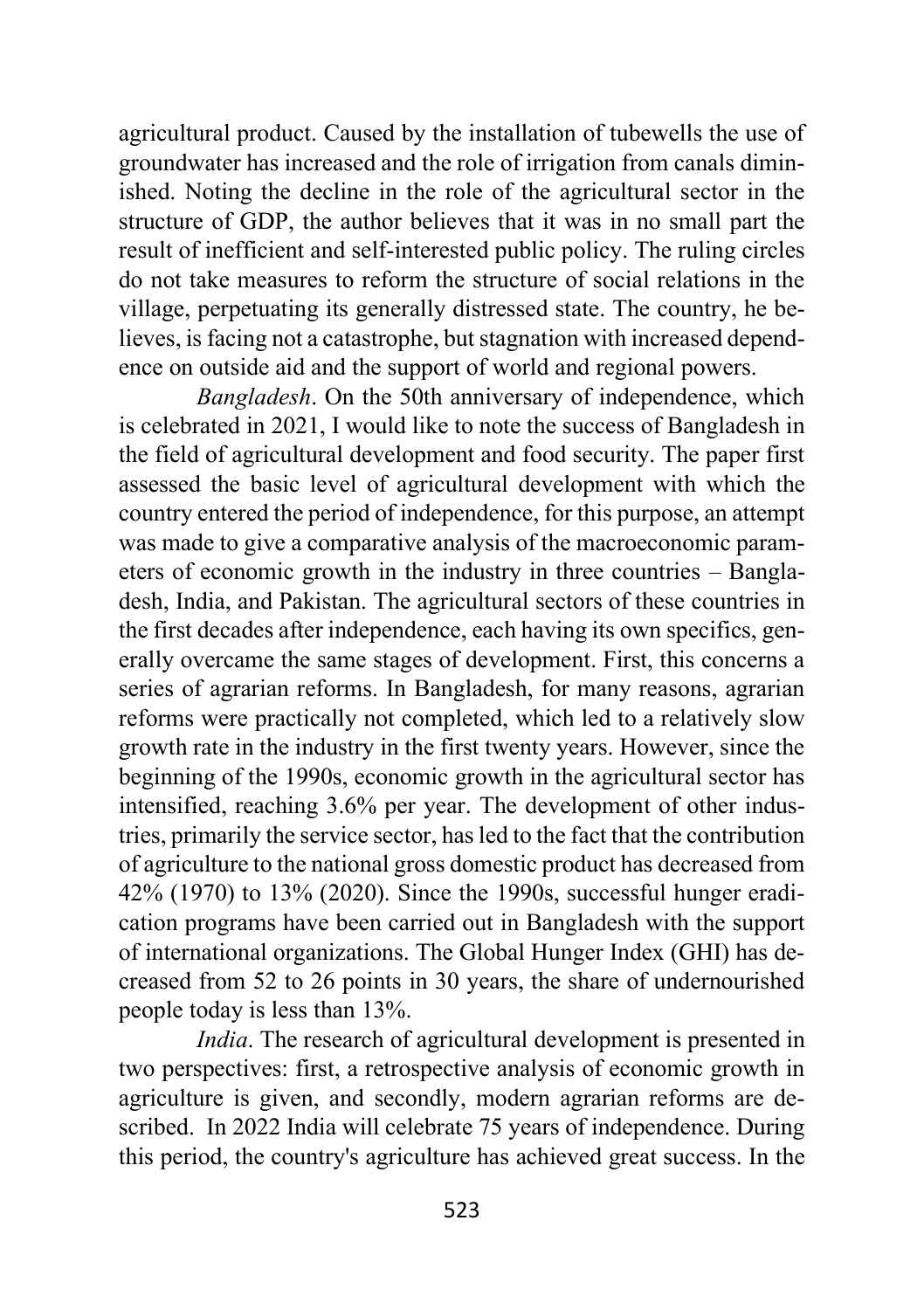agricultural product. Caused by the installation of tubewells the use of groundwater has increased and the role of irrigation from canals diminished. Noting the decline in the role of the agricultural sector in the structure of GDP, the author believes that it was in no small part the result of inefficient and self-interested public policy. The ruling circles do not take measures to reform the structure of social relations in the village, perpetuating its generally distressed state. The country, he believes, is facing not a catastrophe, but stagnation with increased dependence on outside aid and the support of world and regional powers.

*Bangladesh*. On the 50th anniversary of independence, which is celebrated in 2021, I would like to note the success of Bangladesh in the field of agricultural development and food security. The paper first assessed the basic level of agricultural development with which the country entered the period of independence, for this purpose, an attempt was made to give a comparative analysis of the macroeconomic parameters of economic growth in the industry in three countries – Bangladesh, India, and Pakistan. The agricultural sectors of these countries in the first decades after independence, each having its own specifics, generally overcame the same stages of development. First, this concerns a series of agrarian reforms. In Bangladesh, for many reasons, agrarian reforms were practically not completed, which led to a relatively slow growth rate in the industry in the first twenty years. However, since the beginning of the 1990s, economic growth in the agricultural sector has intensified, reaching 3.6% per year. The development of other industries, primarily the service sector, has led to the fact that the contribution of agriculture to the national gross domestic product has decreased from 42% (1970) to 13% (2020). Since the 1990s, successful hunger eradication programs have been carried out in Bangladesh with the support of international organizations. The Global Hunger Index (GHI) has decreased from 52 to 26 points in 30 years, the share of undernourished people today is less than 13%.

*India*. The research of agricultural development is presented in two perspectives: first, a retrospective analysis of economic growth in agriculture is given, and secondly, modern agrarian reforms are described. In 2022 India will celebrate 75 years of independence. During this period, the country's agriculture has achieved great success. In the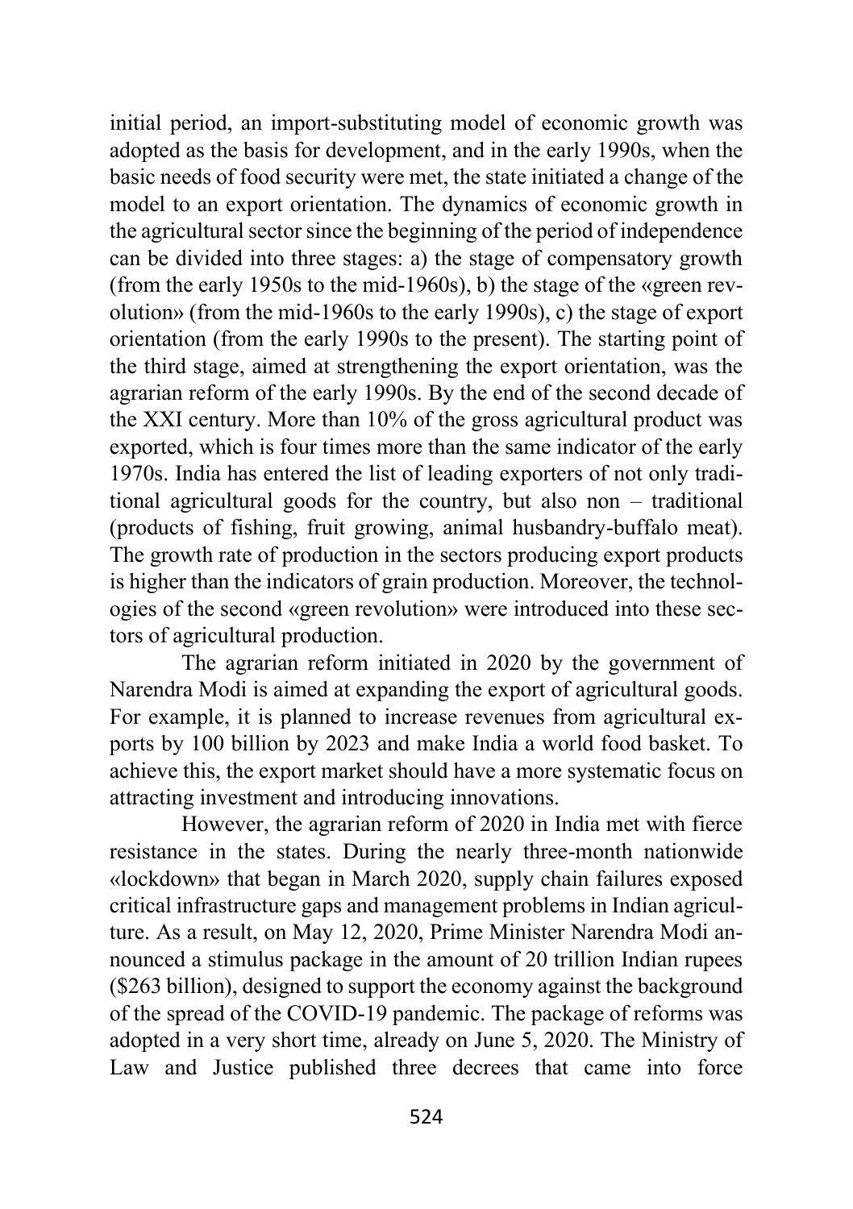initial period, an import-substituting model of economic growth was adopted as the basis for development, and in the early 1990s, when the basic needs of food security were met, the state initiated a change of the model to an export orientation. The dynamics of economic growth in the agricultural sector since the beginning of the period of independence can be divided into three stages: a) the stage of compensatory growth (from the early 1950s to the mid-1960s), b) the stage of the «green revolution» (from the mid-1960s to the early 1990s), c) the stage of export orientation (from the early 1990s to the present). The starting point of the third stage, aimed at strengthening the export orientation, was the agrarian reform of the early 1990s. By the end of the second decade of the XXI century. More than 10% of the gross agricultural product was exported, which is four times more than the same indicator of the early 1970s. India has entered the list of leading exporters of not only traditional agricultural goods for the country, but also non – traditional (products of fishing, fruit growing, animal husbandry-buffalo meat). The growth rate of production in the sectors producing export products is higher than the indicators of grain production. Moreover, the technologies of the second «green revolution» were introduced into these sectors of agricultural production.

The agrarian reform initiated in 2020 by the government of Narendra Modi is aimed at expanding the export of agricultural goods. For example, it is planned to increase revenues from agricultural exports by 100 billion by 2023 and make India a world food basket. To achieve this, the export market should have a more systematic focus on attracting investment and introducing innovations.

However, the agrarian reform of 2020 in India met with fierce resistance in the states. During the nearly three-month nationwide «lockdown» that began in March 2020, supply chain failures exposed critical infrastructure gaps and management problems in Indian agriculture. As a result, on May 12, 2020, Prime Minister Narendra Modi announced a stimulus package in the amount of 20 trillion Indian rupees ($263 billion), designed to support the economy against the background of the spread of the COVID-19 pandemic. The package of reforms was adopted in a very short time, already on June 5, 2020. The Ministry of Law and Justice published three decrees that came into force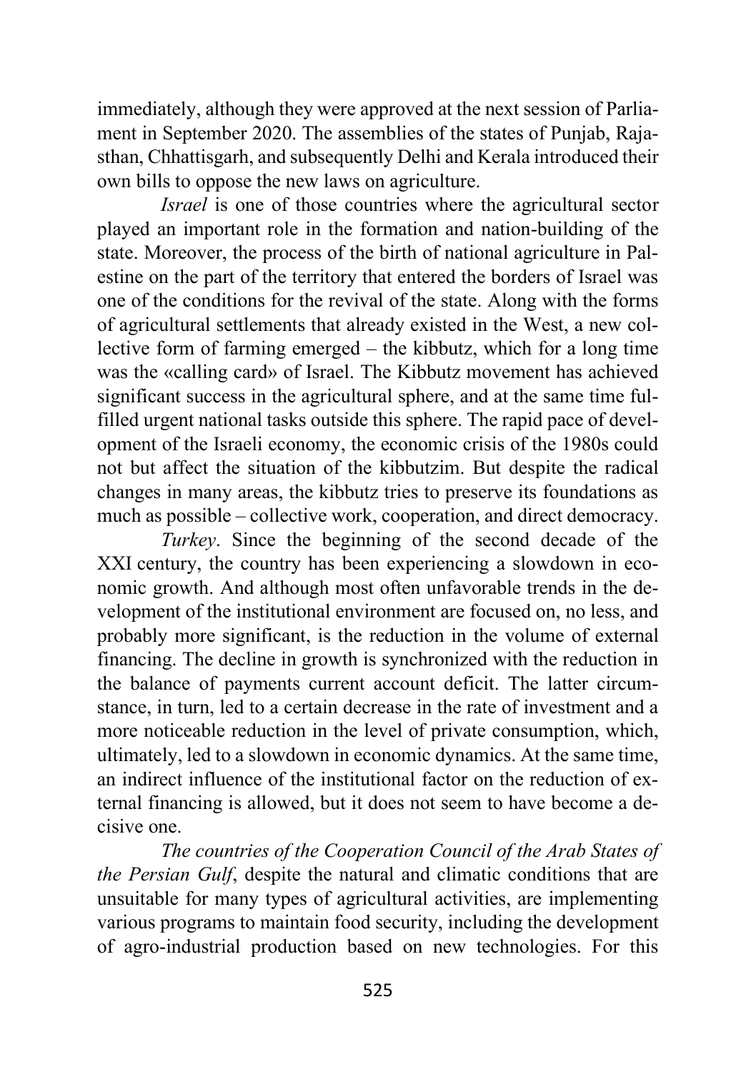immediately, although they were approved at the next session of Parliament in September 2020. The assemblies of the states of Punjab, Rajasthan, Chhattisgarh, and subsequently Delhi and Kerala introduced their own bills to oppose the new laws on agriculture.

*Israel* is one of those countries where the agricultural sector played an important role in the formation and nation-building of the state. Moreover, the process of the birth of national agriculture in Palestine on the part of the territory that entered the borders of Israel was one of the conditions for the revival of the state. Along with the forms of agricultural settlements that already existed in the West, a new collective form of farming emerged – the kibbutz, which for a long time was the «calling card» of Israel. The Kibbutz movement has achieved significant success in the agricultural sphere, and at the same time fulfilled urgent national tasks outside this sphere. The rapid pace of development of the Israeli economy, the economic crisis of the 1980s could not but affect the situation of the kibbutzim. But despite the radical changes in many areas, the kibbutz tries to preserve its foundations as much as possible – collective work, cooperation, and direct democracy.

*Turkey*. Since the beginning of the second decade of the XXI century, the country has been experiencing a slowdown in economic growth. And although most often unfavorable trends in the development of the institutional environment are focused on, no less, and probably more significant, is the reduction in the volume of external financing. The decline in growth is synchronized with the reduction in the balance of payments current account deficit. The latter circumstance, in turn, led to a certain decrease in the rate of investment and a more noticeable reduction in the level of private consumption, which, ultimately, led to a slowdown in economic dynamics. At the same time, an indirect influence of the institutional factor on the reduction of external financing is allowed, but it does not seem to have become a decisive one.

*The countries of the Cooperation Council of the Arab States of the Persian Gulf*, despite the natural and climatic conditions that are unsuitable for many types of agricultural activities, are implementing various programs to maintain food security, including the development of agro-industrial production based on new technologies. For this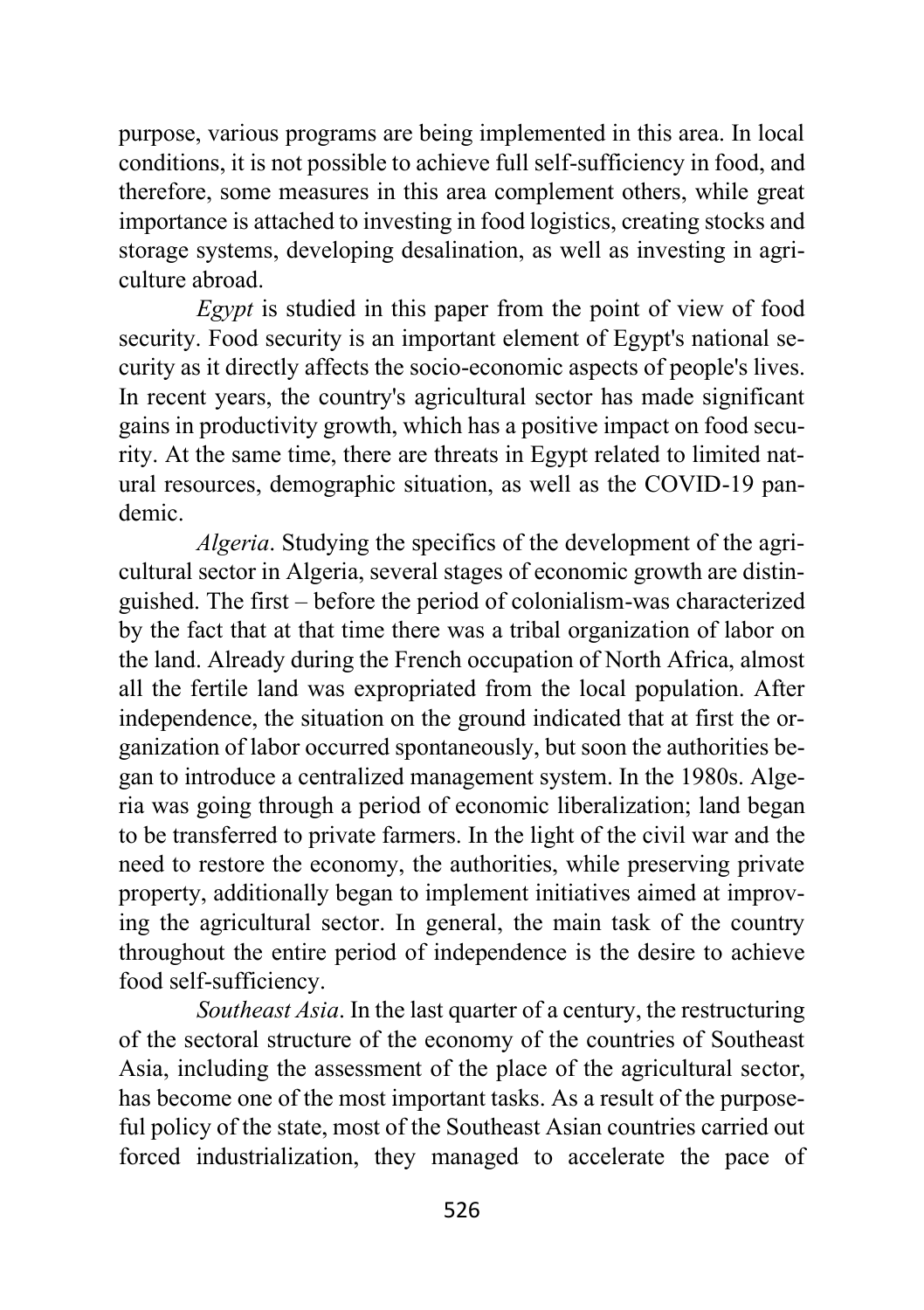purpose, various programs are being implemented in this area. In local conditions, it is not possible to achieve full self-sufficiency in food, and therefore, some measures in this area complement others, while great importance is attached to investing in food logistics, creating stocks and storage systems, developing desalination, as well as investing in agriculture abroad.

*Egypt* is studied in this paper from the point of view of food security. Food security is an important element of Egypt's national security as it directly affects the socio-economic aspects of people's lives. In recent years, the country's agricultural sector has made significant gains in productivity growth, which has a positive impact on food security. At the same time, there are threats in Egypt related to limited natural resources, demographic situation, as well as the COVID-19 pandemic.

*Algeria*. Studying the specifics of the development of the agricultural sector in Algeria, several stages of economic growth are distinguished. The first – before the period of colonialism-was characterized by the fact that at that time there was a tribal organization of labor on the land. Already during the French occupation of North Africa, almost all the fertile land was expropriated from the local population. After independence, the situation on the ground indicated that at first the organization of labor occurred spontaneously, but soon the authorities began to introduce a centralized management system. In the 1980s. Algeria was going through a period of economic liberalization; land began to be transferred to private farmers. In the light of the civil war and the need to restore the economy, the authorities, while preserving private property, additionally began to implement initiatives aimed at improving the agricultural sector. In general, the main task of the country throughout the entire period of independence is the desire to achieve food self-sufficiency.

*Southeast Asia*. In the last quarter of a century, the restructuring of the sectoral structure of the economy of the countries of Southeast Asia, including the assessment of the place of the agricultural sector, has become one of the most important tasks. As a result of the purposeful policy of the state, most of the Southeast Asian countries carried out forced industrialization, they managed to accelerate the pace of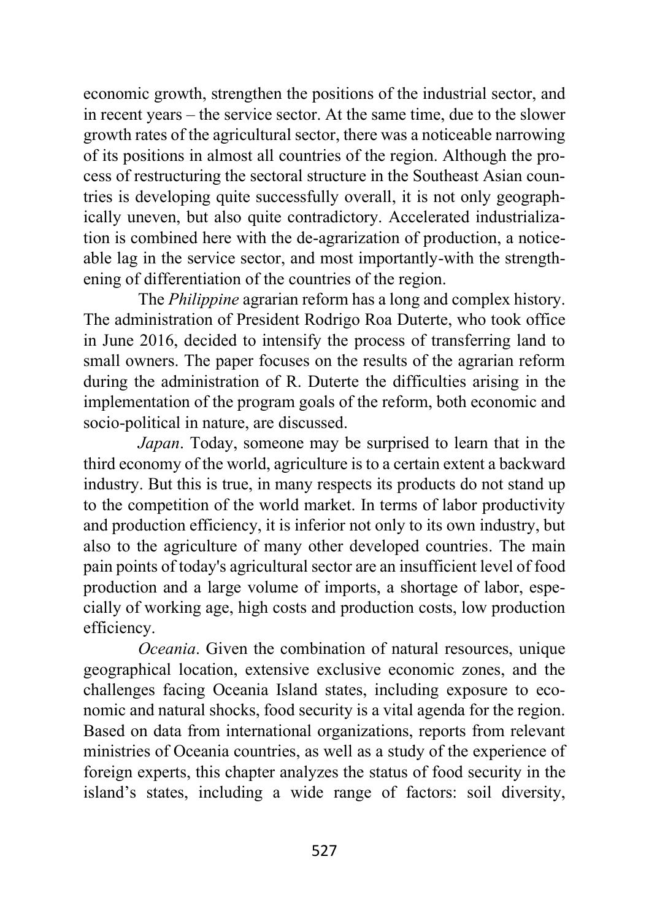economic growth, strengthen the positions of the industrial sector, and in recent years – the service sector. At the same time, due to the slower growth rates of the agricultural sector, there was a noticeable narrowing of its positions in almost all countries of the region. Although the process of restructuring the sectoral structure in the Southeast Asian countries is developing quite successfully overall, it is not only geographically uneven, but also quite contradictory. Accelerated industrialization is combined here with the de-agrarization of production, a noticeable lag in the service sector, and most importantly-with the strengthening of differentiation of the countries of the region.

The *Philippine* agrarian reform has a long and complex history. The administration of President Rodrigo Roa Duterte, who took office in June 2016, decided to intensify the process of transferring land to small owners. The paper focuses on the results of the agrarian reform during the administration of R. Duterte the difficulties arising in the implementation of the program goals of the reform, both economic and socio-political in nature, are discussed.

*Japan*. Today, someone may be surprised to learn that in the third economy of the world, agriculture is to a certain extent a backward industry. But this is true, in many respects its products do not stand up to the competition of the world market. In terms of labor productivity and production efficiency, it is inferior not only to its own industry, but also to the agriculture of many other developed countries. The main pain points of today's agricultural sector are an insufficient level of food production and a large volume of imports, a shortage of labor, especially of working age, high costs and production costs, low production efficiency.

*Oceania*. Given the combination of natural resources, unique geographical location, extensive exclusive economic zones, and the challenges facing Oceania Island states, including exposure to economic and natural shocks, food security is a vital agenda for the region. Based on data from international organizations, reports from relevant ministries of Oceania countries, as well as a study of the experience of foreign experts, this chapter analyzes the status of food security in the island's states, including a wide range of factors: soil diversity,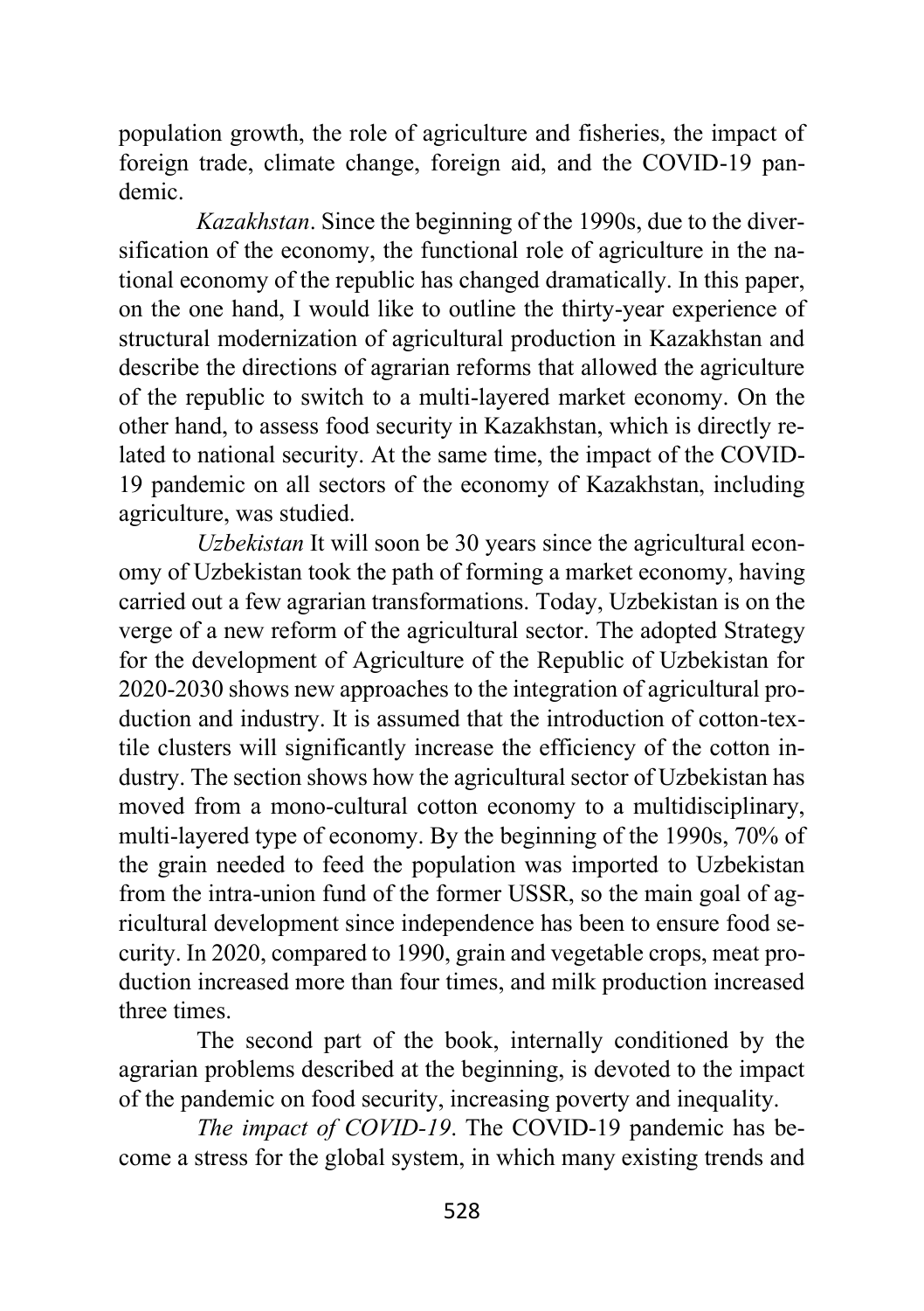population growth, the role of agriculture and fisheries, the impact of foreign trade, climate change, foreign aid, and the COVID-19 pandemic.

*Kazakhstan*. Since the beginning of the 1990s, due to the diversification of the economy, the functional role of agriculture in the national economy of the republic has changed dramatically. In this paper, on the one hand, I would like to outline the thirty-year experience of structural modernization of agricultural production in Kazakhstan and describe the directions of agrarian reforms that allowed the agriculture of the republic to switch to a multi-layered market economy. On the other hand, to assess food security in Kazakhstan, which is directly related to national security. At the same time, the impact of the COVID-19 pandemic on all sectors of the economy of Kazakhstan, including agriculture, was studied.

*Uzbekistan* It will soon be 30 years since the agricultural economy of Uzbekistan took the path of forming a market economy, having carried out a few agrarian transformations. Today, Uzbekistan is on the verge of a new reform of the agricultural sector. The adopted Strategy for the development of Agriculture of the Republic of Uzbekistan for 2020-2030 shows new approaches to the integration of agricultural production and industry. It is assumed that the introduction of cotton-textile clusters will significantly increase the efficiency of the cotton industry. The section shows how the agricultural sector of Uzbekistan has moved from a mono-cultural cotton economy to a multidisciplinary, multi-layered type of economy. By the beginning of the 1990s, 70% of the grain needed to feed the population was imported to Uzbekistan from the intra-union fund of the former USSR, so the main goal of agricultural development since independence has been to ensure food security. In 2020, compared to 1990, grain and vegetable crops, meat production increased more than four times, and milk production increased three times.

The second part of the book, internally conditioned by the agrarian problems described at the beginning, is devoted to the impact of the pandemic on food security, increasing poverty and inequality.

*The impact of COVID-19*. The COVID-19 pandemic has become a stress for the global system, in which many existing trends and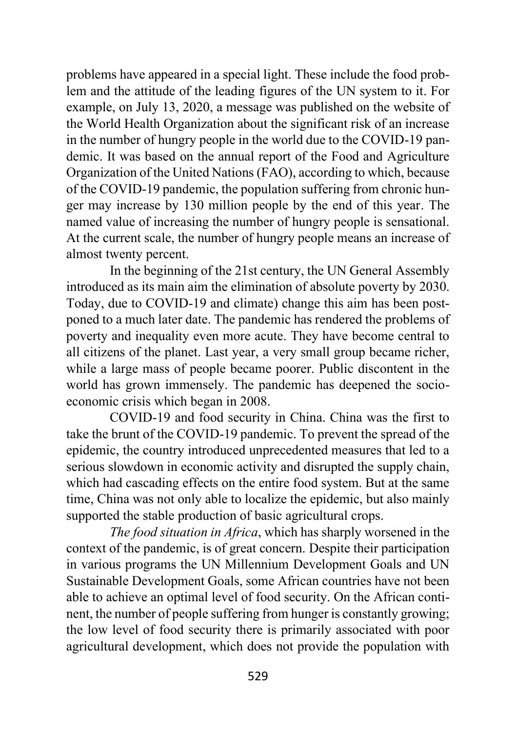problems have appeared in a special light. These include the food problem and the attitude of the leading figures of the UN system to it. For example, on July 13, 2020, a message was published on the website of the World Health Organization about the significant risk of an increase in the number of hungry people in the world due to the COVID-19 pandemic. It was based on the annual report of the Food and Agriculture Organization of the United Nations (FAO), according to which, because of the COVID-19 pandemic, the population suffering from chronic hunger may increase by 130 million people by the end of this year. The named value of increasing the number of hungry people is sensational. At the current scale, the number of hungry people means an increase of almost twenty percent.

In the beginning of the 21st century, the UN General Assembly introduced as its main aim the elimination of absolute poverty by 2030. Today, due to COVID-19 and climate) change this aim has been postponed to a much later date. The pandemic has rendered the problems of poverty and inequality even more acute. They have become central to all citizens of the planet. Last year, a very small group became richer, while a large mass of people became poorer. Public discontent in the world has grown immensely. The pandemic has deepened the socio-economic crisis which began in 2008.

COVID-19 and food security in China. China was the first to take the brunt of the COVID-19 pandemic. To prevent the spread of the epidemic, the country introduced unprecedented measures that led to a serious slowdown in economic activity and disrupted the supply chain, which had cascading effects on the entire food system. But at the same time, China was not only able to localize the epidemic, but also mainly supported the stable production of basic agricultural crops.

*The food situation in Africa*, which has sharply worsened in the context of the pandemic, is of great concern. Despite their participation in various programs the UN Millennium Development Goals and UN Sustainable Development Goals, some African countries have not been able to achieve an optimal level of food security. On the African continent, the number of people suffering from hunger is constantly growing; the low level of food security there is primarily associated with poor agricultural development, which does not provide the population with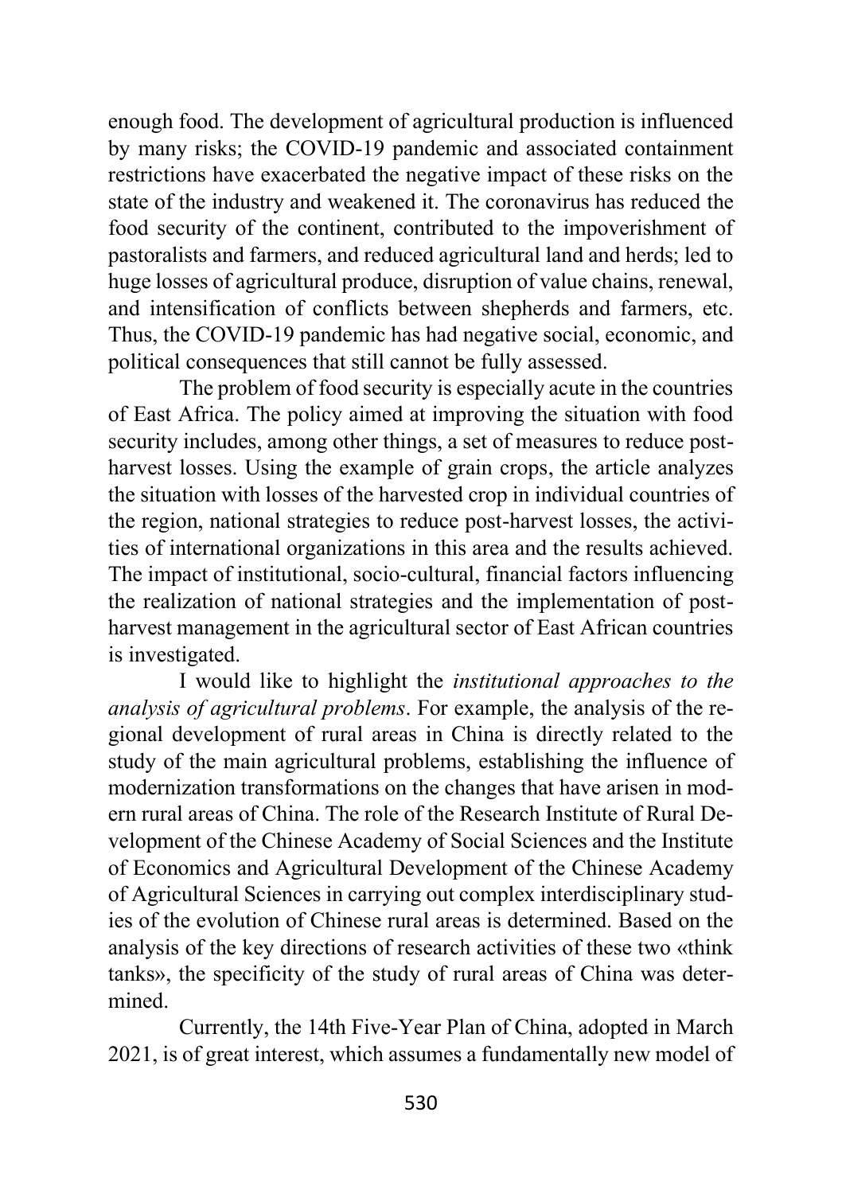enough food. The development of agricultural production is influenced by many risks; the COVID-19 pandemic and associated containment restrictions have exacerbated the negative impact of these risks on the state of the industry and weakened it. The coronavirus has reduced the food security of the continent, contributed to the impoverishment of pastoralists and farmers, and reduced agricultural land and herds; led to huge losses of agricultural produce, disruption of value chains, renewal, and intensification of conflicts between shepherds and farmers, etc. Thus, the COVID-19 pandemic has had negative social, economic, and political consequences that still cannot be fully assessed.

The problem of food security is especially acute in the countries of East Africa. The policy aimed at improving the situation with food security includes, among other things, a set of measures to reduce post-harvest losses. Using the example of grain crops, the article analyzes the situation with losses of the harvested crop in individual countries of the region, national strategies to reduce post-harvest losses, the activities of international organizations in this area and the results achieved. The impact of institutional, socio-cultural, financial factors influencing the realization of national strategies and the implementation of post-harvest management in the agricultural sector of East African countries is investigated.

I would like to highlight the *institutional approaches to the analysis of agricultural problems*. For example, the analysis of the regional development of rural areas in China is directly related to the study of the main agricultural problems, establishing the influence of modernization transformations on the changes that have arisen in modern rural areas of China. The role of the Research Institute of Rural Development of the Chinese Academy of Social Sciences and the Institute of Economics and Agricultural Development of the Chinese Academy of Agricultural Sciences in carrying out complex interdisciplinary studies of the evolution of Chinese rural areas is determined. Based on the analysis of the key directions of research activities of these two «think tanks», the specificity of the study of rural areas of China was determined.

Currently, the 14th Five-Year Plan of China, adopted in March 2021, is of great interest, which assumes a fundamentally new model of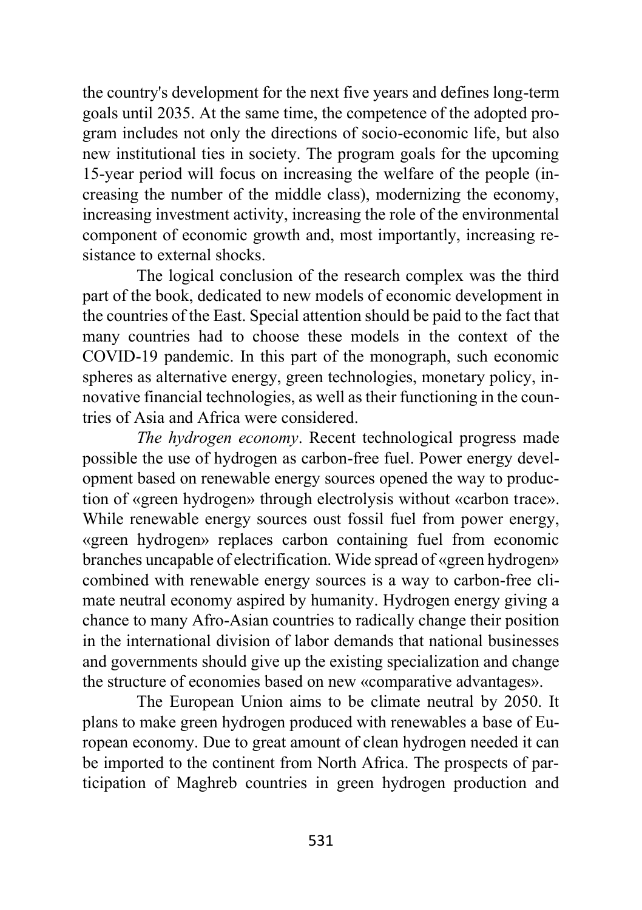the country's development for the next five years and defines long-term goals until 2035. At the same time, the competence of the adopted program includes not only the directions of socio-economic life, but also new institutional ties in society. The program goals for the upcoming 15-year period will focus on increasing the welfare of the people (increasing the number of the middle class), modernizing the economy, increasing investment activity, increasing the role of the environmental component of economic growth and, most importantly, increasing resistance to external shocks.

The logical conclusion of the research complex was the third part of the book, dedicated to new models of economic development in the countries of the East. Special attention should be paid to the fact that many countries had to choose these models in the context of the COVID-19 pandemic. In this part of the monograph, such economic spheres as alternative energy, green technologies, monetary policy, innovative financial technologies, as well as their functioning in the countries of Asia and Africa were considered.

*The hydrogen economy*. Recent technological progress made possible the use of hydrogen as carbon-free fuel. Power energy development based on renewable energy sources opened the way to production of «green hydrogen» through electrolysis without «carbon trace». While renewable energy sources oust fossil fuel from power energy, «green hydrogen» replaces carbon containing fuel from economic branches uncapable of electrification. Wide spread of «green hydrogen» combined with renewable energy sources is a way to carbon-free climate neutral economy aspired by humanity. Hydrogen energy giving a chance to many Afro-Asian countries to radically change their position in the international division of labor demands that national businesses and governments should give up the existing specialization and change the structure of economies based on new «comparative advantages».

The European Union aims to be climate neutral by 2050. It plans to make green hydrogen produced with renewables a base of European economy. Due to great amount of clean hydrogen needed it can be imported to the continent from North Africa. The prospects of participation of Maghreb countries in green hydrogen production and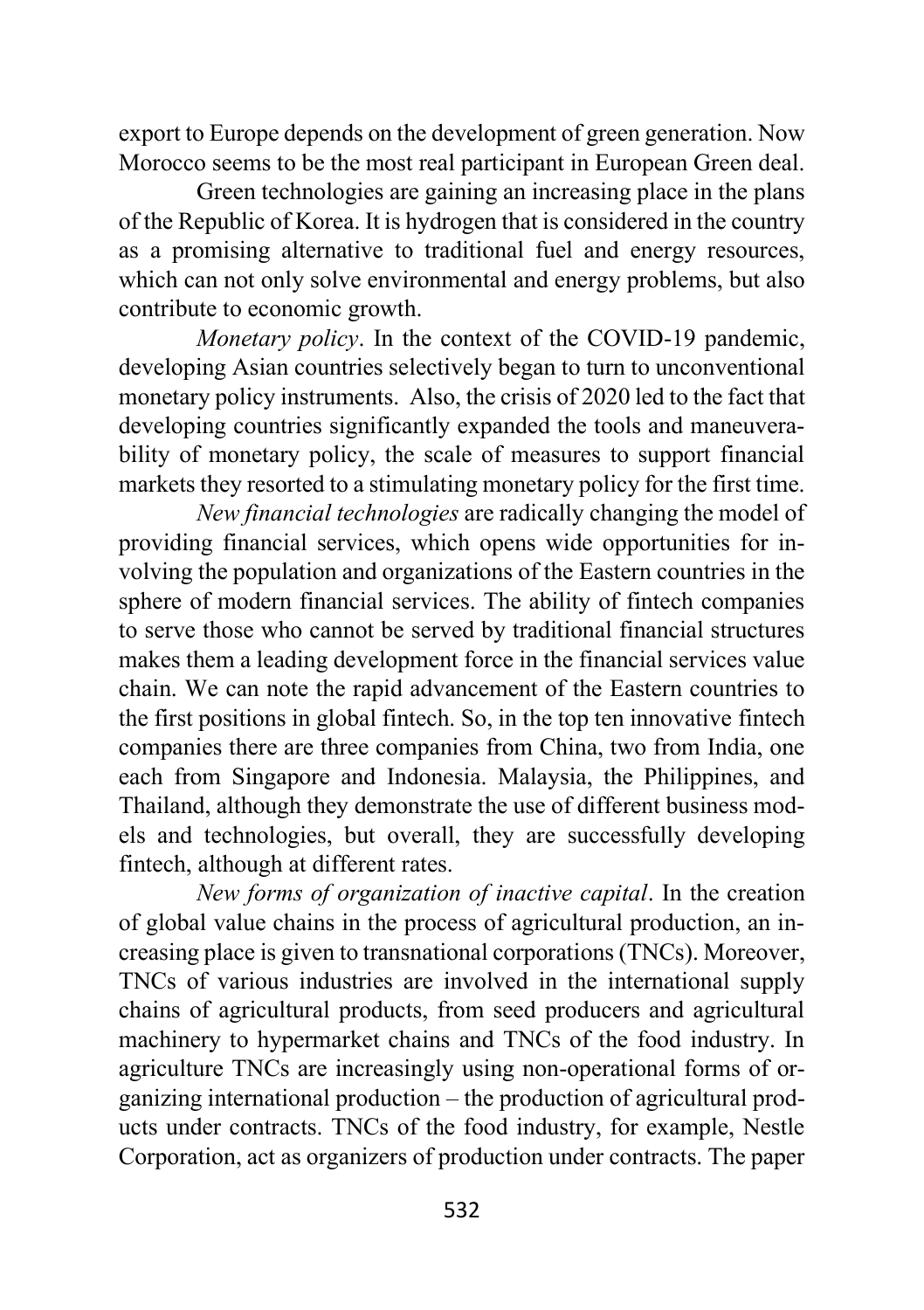export to Europe depends on the development of green generation. Now Morocco seems to be the most real participant in European Green deal.

Green technologies are gaining an increasing place in the plans of the Republic of Korea. It is hydrogen that is considered in the country as a promising alternative to traditional fuel and energy resources, which can not only solve environmental and energy problems, but also contribute to economic growth.

*Monetary policy*. In the context of the COVID-19 pandemic, developing Asian countries selectively began to turn to unconventional monetary policy instruments. Also, the crisis of 2020 led to the fact that developing countries significantly expanded the tools and maneuverability of monetary policy, the scale of measures to support financial markets they resorted to a stimulating monetary policy for the first time.

*New financial technologies* are radically changing the model of providing financial services, which opens wide opportunities for involving the population and organizations of the Eastern countries in the sphere of modern financial services. The ability of fintech companies to serve those who cannot be served by traditional financial structures makes them a leading development force in the financial services value chain. We can note the rapid advancement of the Eastern countries to the first positions in global fintech. So, in the top ten innovative fintech companies there are three companies from China, two from India, one each from Singapore and Indonesia. Malaysia, the Philippines, and Thailand, although they demonstrate the use of different business models and technologies, but overall, they are successfully developing fintech, although at different rates.

*New forms of organization of inactive capital*. In the creation of global value chains in the process of agricultural production, an increasing place is given to transnational corporations (TNCs). Moreover, TNCs of various industries are involved in the international supply chains of agricultural products, from seed producers and agricultural machinery to hypermarket chains and TNCs of the food industry. In agriculture TNCs are increasingly using non-operational forms of organizing international production – the production of agricultural products under contracts. TNCs of the food industry, for example, Nestle Corporation, act as organizers of production under contracts. The paper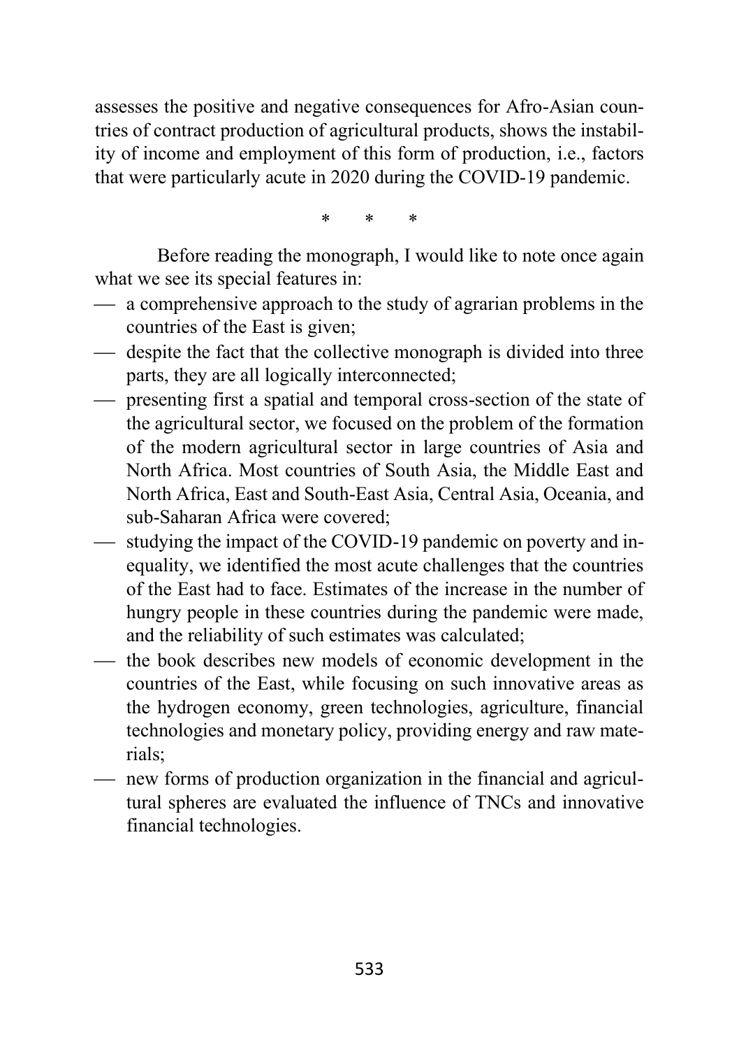assesses the positive and negative consequences for Afro-Asian countries of contract production of agricultural products, shows the instability of income and employment of this form of production, i.e., factors that were particularly acute in 2020 during the COVID-19 pandemic.

\*     \*     \*

Before reading the monograph, I would like to note once again what we see its special features in:

- a comprehensive approach to the study of agrarian problems in the countries of the East is given;
- despite the fact that the collective monograph is divided into three parts, they are all logically interconnected;
- presenting first a spatial and temporal cross-section of the state of the agricultural sector, we focused on the problem of the formation of the modern agricultural sector in large countries of Asia and North Africa. Most countries of South Asia, the Middle East and North Africa, East and South-East Asia, Central Asia, Oceania, and sub-Saharan Africa were covered;
- studying the impact of the COVID-19 pandemic on poverty and inequality, we identified the most acute challenges that the countries of the East had to face. Estimates of the increase in the number of hungry people in these countries during the pandemic were made, and the reliability of such estimates was calculated;
- the book describes new models of economic development in the countries of the East, while focusing on such innovative areas as the hydrogen economy, green technologies, agriculture, financial technologies and monetary policy, providing energy and raw materials;
- new forms of production organization in the financial and agricultural spheres are evaluated the influence of TNCs and innovative financial technologies.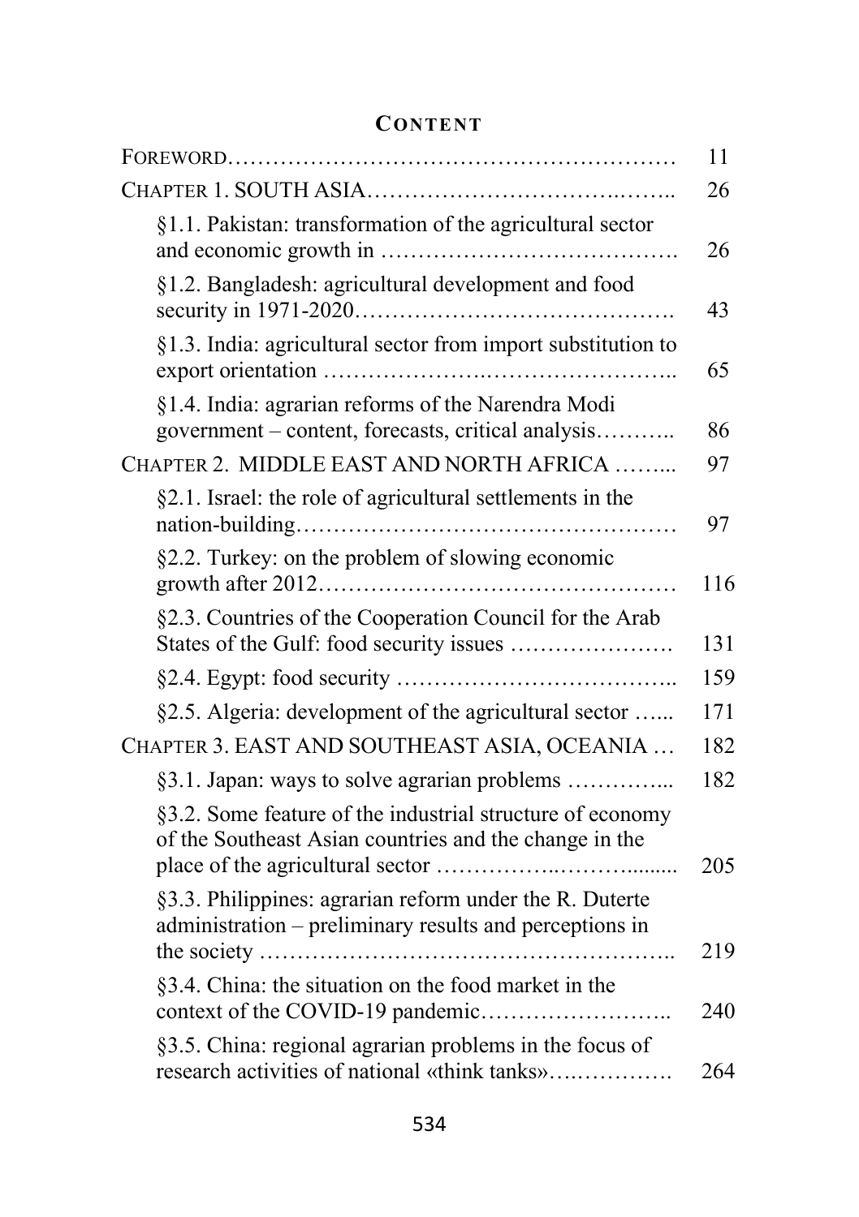# CONTENT

| | |
|---|---|
| FOREWORD | 11 |
| CHAPTER 1. SOUTH ASIA | 26 |
| §1.1. Pakistan: transformation of the agricultural sector and economic growth in | 26 |
| §1.2. Bangladesh: agricultural development and food security in 1971-2020 | 43 |
| §1.3. India: agricultural sector from import substitution to export orientation | 65 |
| §1.4. India: agrarian reforms of the Narendra Modi government – content, forecasts, critical analysis | 86 |
| CHAPTER 2. MIDDLE EAST AND NORTH AFRICA | 97 |
| §2.1. Israel: the role of agricultural settlements in the nation-building | 97 |
| §2.2. Turkey: on the problem of slowing economic growth after 2012 | 116 |
| §2.3. Countries of the Cooperation Council for the Arab States of the Gulf: food security issues | 131 |
| §2.4. Egypt: food security | 159 |
| §2.5. Algeria: development of the agricultural sector | 171 |
| CHAPTER 3. EAST AND SOUTHEAST ASIA, OCEANIA | 182 |
| §3.1. Japan: ways to solve agrarian problems | 182 |
| §3.2. Some feature of the industrial structure of economy of the Southeast Asian countries and the change in the place of the agricultural sector | 205 |
| §3.3. Philippines: agrarian reform under the R. Duterte administration – preliminary results and perceptions in the society | 219 |
| §3.4. China: the situation on the food market in the context of the COVID-19 pandemic | 240 |
| §3.5. China: regional agrarian problems in the focus of research activities of national «think tanks» | 264 |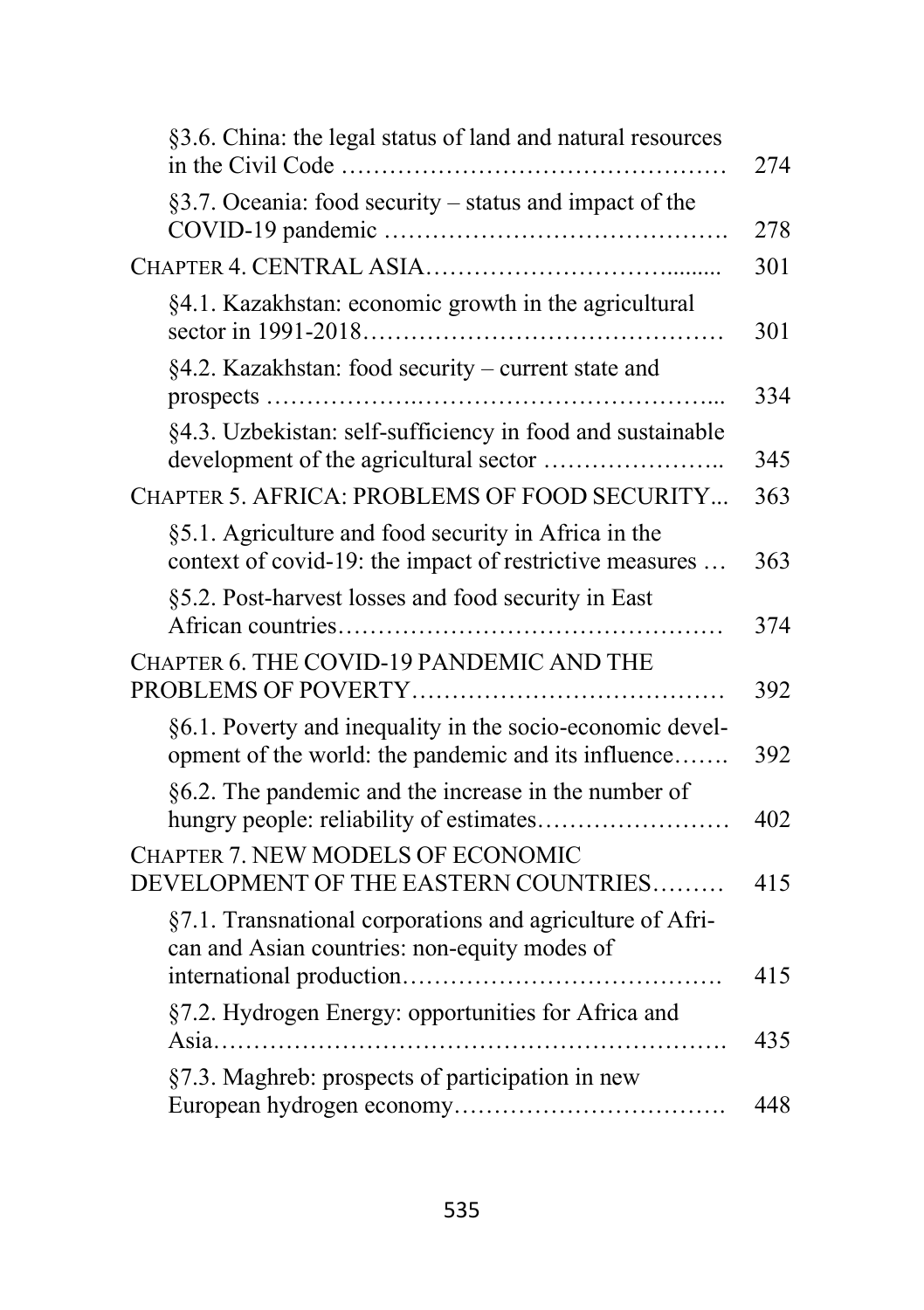| | |
|---|---|
| §3.6. China: the legal status of land and natural resources in the Civil Code | 274 |
| §3.7. Oceania: food security – status and impact of the COVID-19 pandemic | 278 |
| CHAPTER 4. CENTRAL ASIA | 301 |
| §4.1. Kazakhstan: economic growth in the agricultural sector in 1991-2018 | 301 |
| §4.2. Kazakhstan: food security – current state and prospects | 334 |
| §4.3. Uzbekistan: self-sufficiency in food and sustainable development of the agricultural sector | 345 |
| CHAPTER 5. AFRICA: PROBLEMS OF FOOD SECURITY... | 363 |
| §5.1. Agriculture and food security in Africa in the context of covid-19: the impact of restrictive measures | 363 |
| §5.2. Post-harvest losses and food security in East African countries | 374 |
| CHAPTER 6. THE COVID-19 PANDEMIC AND THE PROBLEMS OF POVERTY | 392 |
| §6.1. Poverty and inequality in the socio-economic development of the world: the pandemic and its influence | 392 |
| §6.2. The pandemic and the increase in the number of hungry people: reliability of estimates | 402 |
| CHAPTER 7. NEW MODELS OF ECONOMIC DEVELOPMENT OF THE EASTERN COUNTRIES | 415 |
| §7.1. Transnational corporations and agriculture of African and Asian countries: non-equity modes of international production | 415 |
| §7.2. Hydrogen Energy: opportunities for Africa and Asia | 435 |
| §7.3. Maghreb: prospects of participation in new European hydrogen economy | 448 |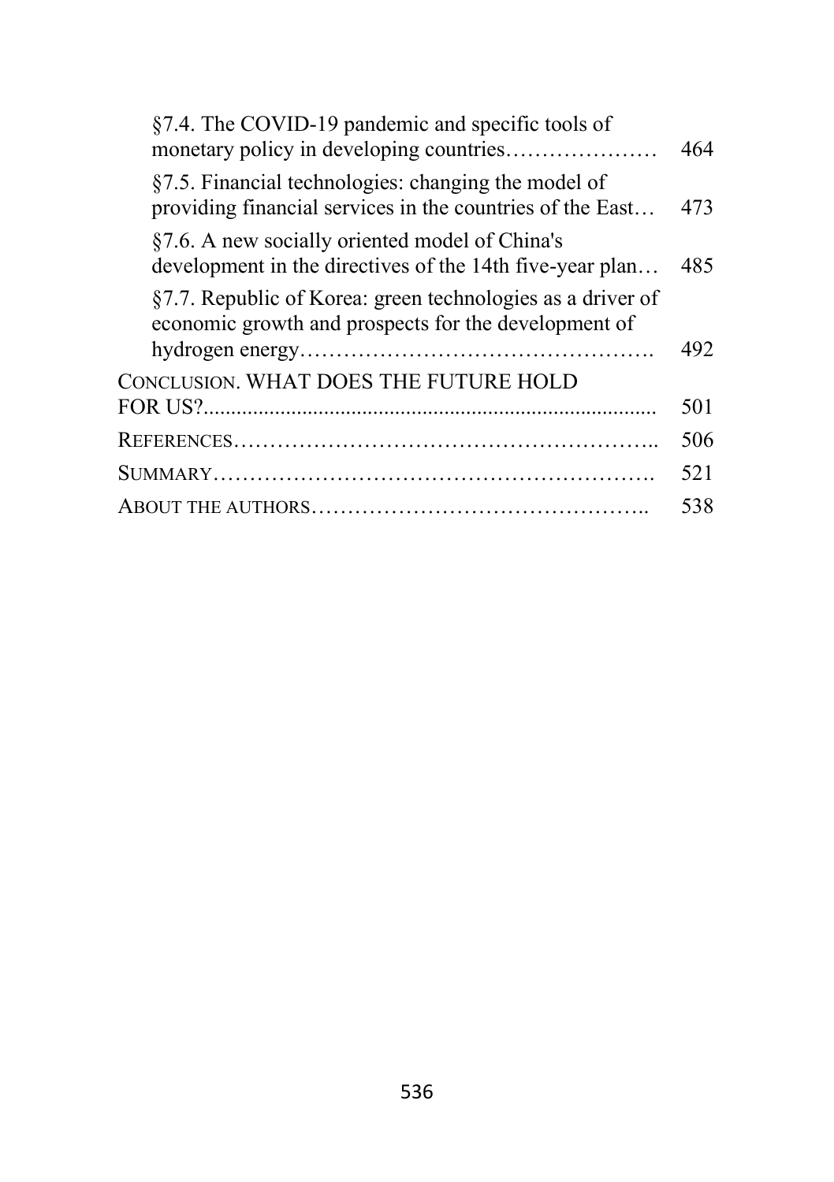§7.4. The COVID-19 pandemic and specific tools of monetary policy in developing countries………………… 464

§7.5. Financial technologies: changing the model of providing financial services in the countries of the East… 473

§7.6. A new socially oriented model of China's development in the directives of the 14th five-year plan… 485

§7.7. Republic of Korea: green technologies as a driver of economic growth and prospects for the development of hydrogen energy…………………………………………. 492

CONCLUSION. WHAT DOES THE FUTURE HOLD FOR US?.................................................................................. 501

REFERENCES………………………………………………….. 506

SUMMARY……………………………………………………. 521

ABOUT THE AUTHORS……………………………………….. 538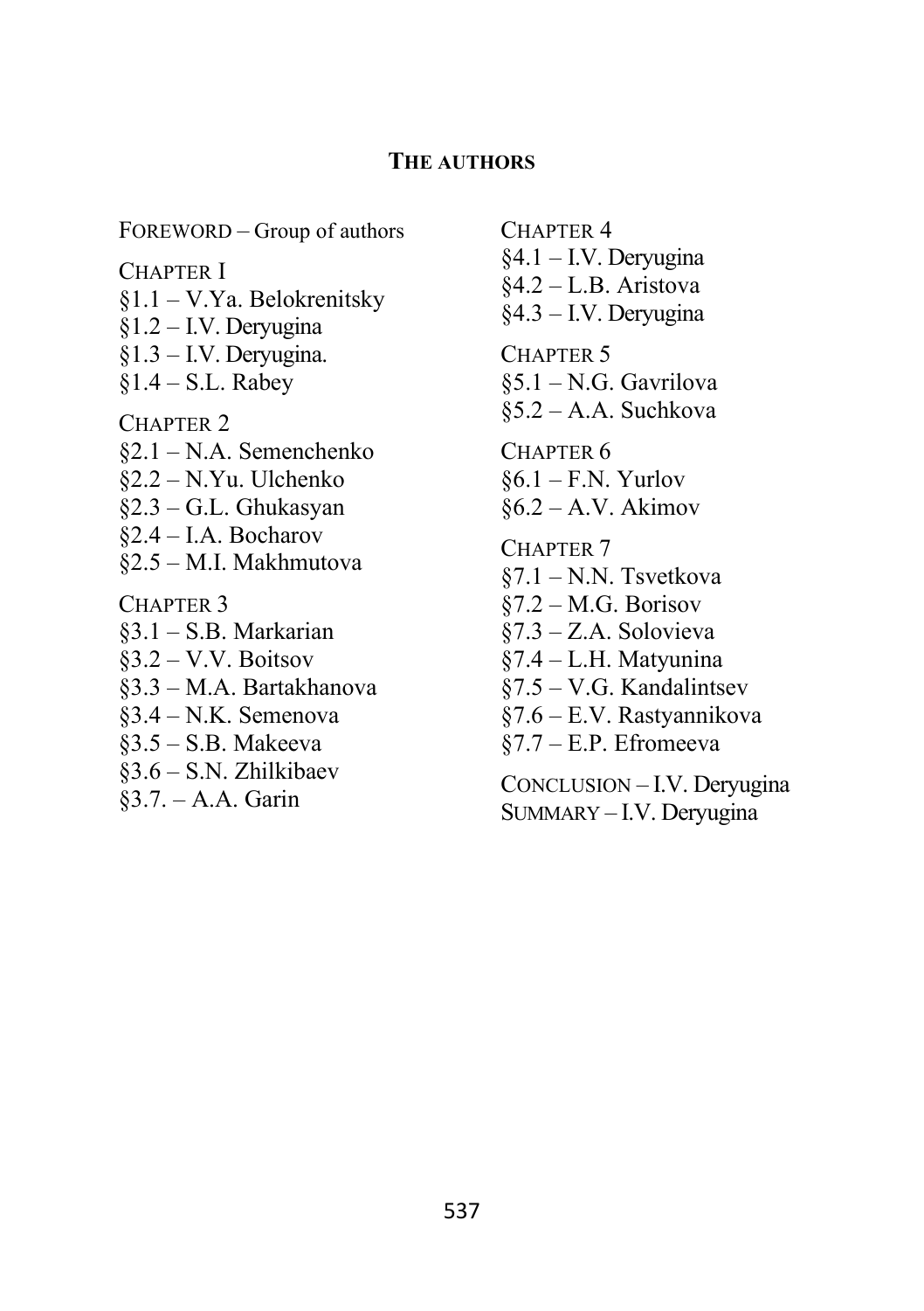## THE AUTHORS

FOREWORD – Group of authors

CHAPTER I
§1.1 – V.Ya. Belokrenitsky
§1.2 – I.V. Deryugina
§1.3 – I.V. Deryugina.
§1.4 – S.L. Rabey

CHAPTER 2
§2.1 – N.A. Semenchenko
§2.2 – N.Yu. Ulchenko
§2.3 – G.L. Ghukasyan
§2.4 – I.A. Bocharov
§2.5 – M.I. Makhmutova

CHAPTER 3
§3.1 – S.B. Markarian
§3.2 – V.V. Boitsov
§3.3 – M.A. Bartakhanova
§3.4 – N.K. Semenova
§3.5 – S.B. Makeeva
§3.6 – S.N. Zhilkibaev
§3.7. – A.A. Garin

CHAPTER 4
§4.1 – I.V. Deryugina
§4.2 – L.B. Aristova
§4.3 – I.V. Deryugina

CHAPTER 5
§5.1 – N.G. Gavrilova
§5.2 – A.A. Suchkova

CHAPTER 6
§6.1 – F.N. Yurlov
§6.2 – A.V. Akimov

CHAPTER 7
§7.1 – N.N. Tsvetkova
§7.2 – M.G. Borisov
§7.3 – Z.A. Solovieva
§7.4 – L.H. Matyunina
§7.5 – V.G. Kandalintsev
§7.6 – E.V. Rastyannikova
§7.7 – E.P. Efromeeva

CONCLUSION – I.V. Deryugina
SUMMARY – I.V. Deryugina